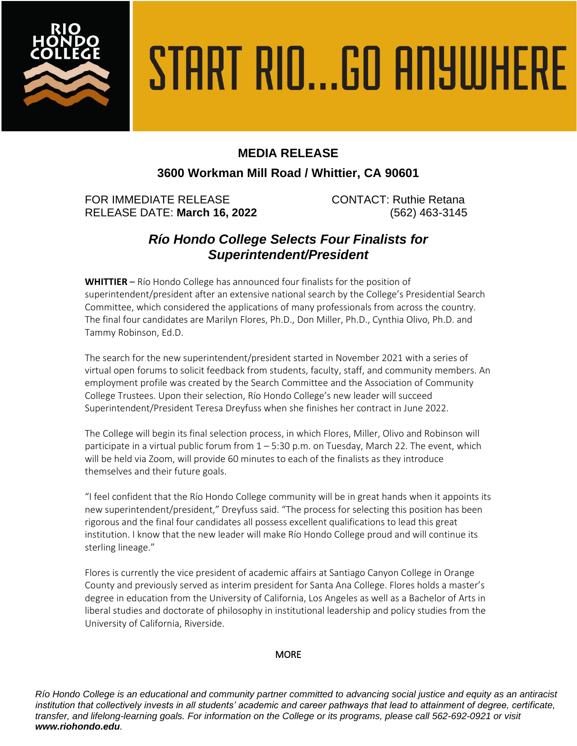RIO HONDO COLLEGE

START RIO...GO ANYWHERE

**MEDIA RELEASE**

**3600 Workman Mill Road / Whittier, CA 90601**

FOR IMMEDIATE RELEASE
RELEASE DATE: **March 16, 2022**

CONTACT: Ruthie Retana
(562) 463-3145

## *Río Hondo College Selects Four Finalists for Superintendent/President*

**WHITTIER** – Río Hondo College has announced four finalists for the position of superintendent/president after an extensive national search by the College's Presidential Search Committee, which considered the applications of many professionals from across the country. The final four candidates are Marilyn Flores, Ph.D., Don Miller, Ph.D., Cynthia Olivo, Ph.D. and Tammy Robinson, Ed.D.

The search for the new superintendent/president started in November 2021 with a series of virtual open forums to solicit feedback from students, faculty, staff, and community members. An employment profile was created by the Search Committee and the Association of Community College Trustees. Upon their selection, Río Hondo College's new leader will succeed Superintendent/President Teresa Dreyfuss when she finishes her contract in June 2022.

The College will begin its final selection process, in which Flores, Miller, Olivo and Robinson will participate in a virtual public forum from 1 – 5:30 p.m. on Tuesday, March 22. The event, which will be held via Zoom, will provide 60 minutes to each of the finalists as they introduce themselves and their future goals.

"I feel confident that the Río Hondo College community will be in great hands when it appoints its new superintendent/president," Dreyfuss said. "The process for selecting this position has been rigorous and the final four candidates all possess excellent qualifications to lead this great institution. I know that the new leader will make Río Hondo College proud and will continue its sterling lineage."

Flores is currently the vice president of academic affairs at Santiago Canyon College in Orange County and previously served as interim president for Santa Ana College. Flores holds a master's degree in education from the University of California, Los Angeles as well as a Bachelor of Arts in liberal studies and doctorate of philosophy in institutional leadership and policy studies from the University of California, Riverside.

MORE

*Río Hondo College is an educational and community partner committed to advancing social justice and equity as an antiracist institution that collectively invests in all students' academic and career pathways that lead to attainment of degree, certificate, transfer, and lifelong-learning goals. For information on the College or its programs, please call 562-692-0921 or visit **www.riohondo.edu**.*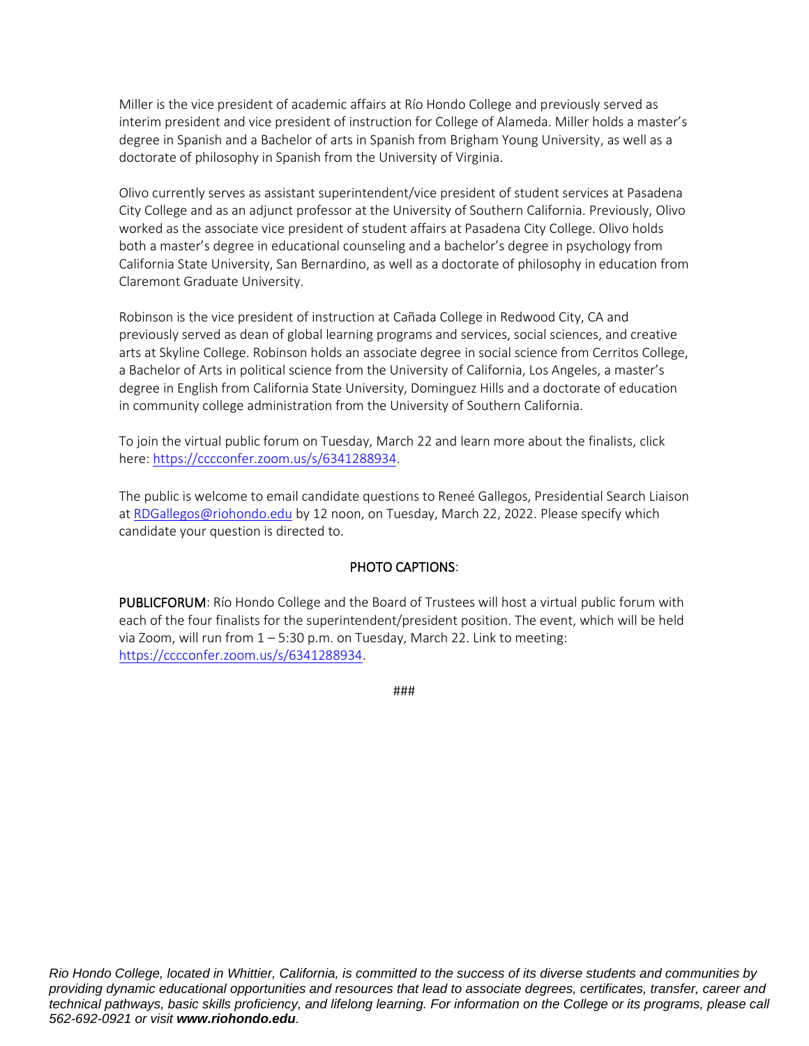Miller is the vice president of academic affairs at Río Hondo College and previously served as interim president and vice president of instruction for College of Alameda. Miller holds a master's degree in Spanish and a Bachelor of arts in Spanish from Brigham Young University, as well as a doctorate of philosophy in Spanish from the University of Virginia.

Olivo currently serves as assistant superintendent/vice president of student services at Pasadena City College and as an adjunct professor at the University of Southern California. Previously, Olivo worked as the associate vice president of student affairs at Pasadena City College. Olivo holds both a master's degree in educational counseling and a bachelor's degree in psychology from California State University, San Bernardino, as well as a doctorate of philosophy in education from Claremont Graduate University.

Robinson is the vice president of instruction at Cañada College in Redwood City, CA and previously served as dean of global learning programs and services, social sciences, and creative arts at Skyline College. Robinson holds an associate degree in social science from Cerritos College, a Bachelor of Arts in political science from the University of California, Los Angeles, a master's degree in English from California State University, Dominguez Hills and a doctorate of education in community college administration from the University of Southern California.

To join the virtual public forum on Tuesday, March 22 and learn more about the finalists, click here: https://cccconfer.zoom.us/s/6341288934.

The public is welcome to email candidate questions to Reneé Gallegos, Presidential Search Liaison at RDGallegos@riohondo.edu by 12 noon, on Tuesday, March 22, 2022. Please specify which candidate your question is directed to.

PHOTO CAPTIONS:

PUBLICFORUM: Río Hondo College and the Board of Trustees will host a virtual public forum with each of the four finalists for the superintendent/president position. The event, which will be held via Zoom, will run from 1 – 5:30 p.m. on Tuesday, March 22. Link to meeting: https://cccconfer.zoom.us/s/6341288934.

###

*Rio Hondo College, located in Whittier, California, is committed to the success of its diverse students and communities by providing dynamic educational opportunities and resources that lead to associate degrees, certificates, transfer, career and technical pathways, basic skills proficiency, and lifelong learning. For information on the College or its programs, please call 562-692-0921 or visit* ***www.riohondo.edu****.*